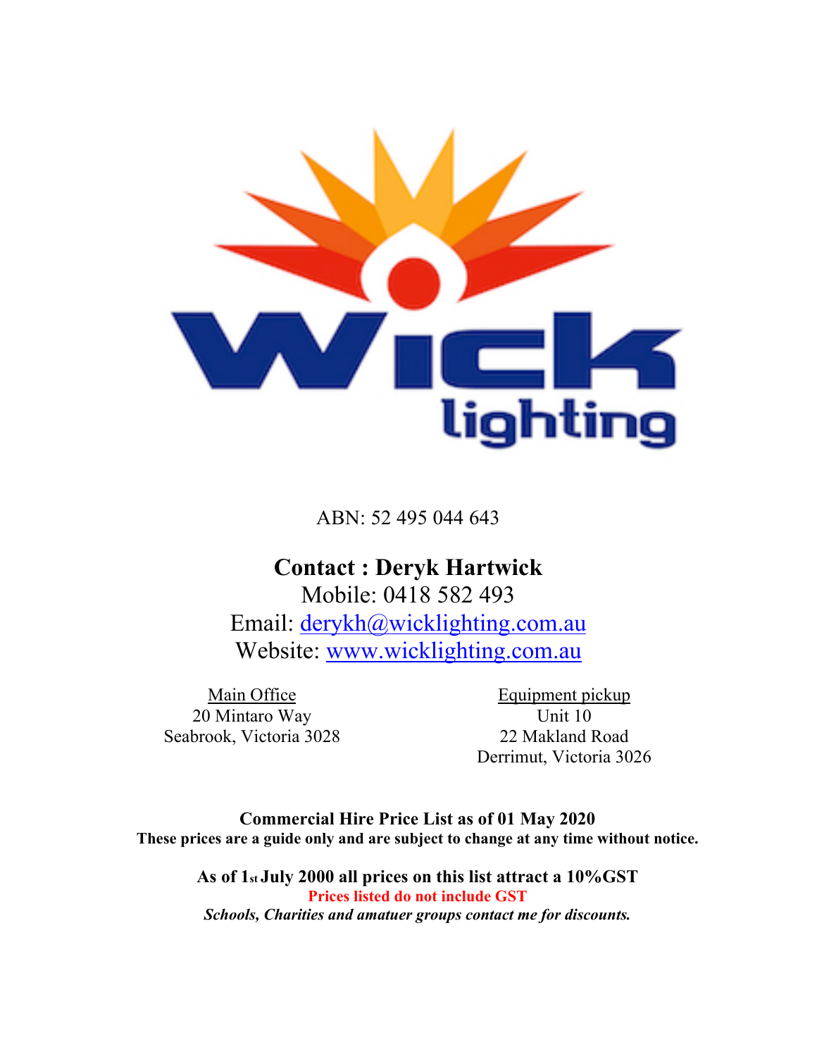ABN: 52 495 044 643

**Contact : Deryk Hartwick**
Mobile: 0418 582 493
Email: [derykh@wicklighting.com.au](mailto:derykh@wicklighting.com.au)
Website: [www.wicklighting.com.au](http://www.wicklighting.com.au)

Main Office
20 Mintaro Way
Seabrook, Victoria 3028

Equipment pickup
Unit 10
22 Makland Road
Derrimut, Victoria 3026

**Commercial Hire Price List as of 01 May 2020**
**These prices are a guide only and are subject to change at any time without notice.**

**As of 1st July 2000 all prices on this list attract a 10%GST**
**Prices listed do not include GST**
***Schools, Charities and amatuer groups contact me for discounts.***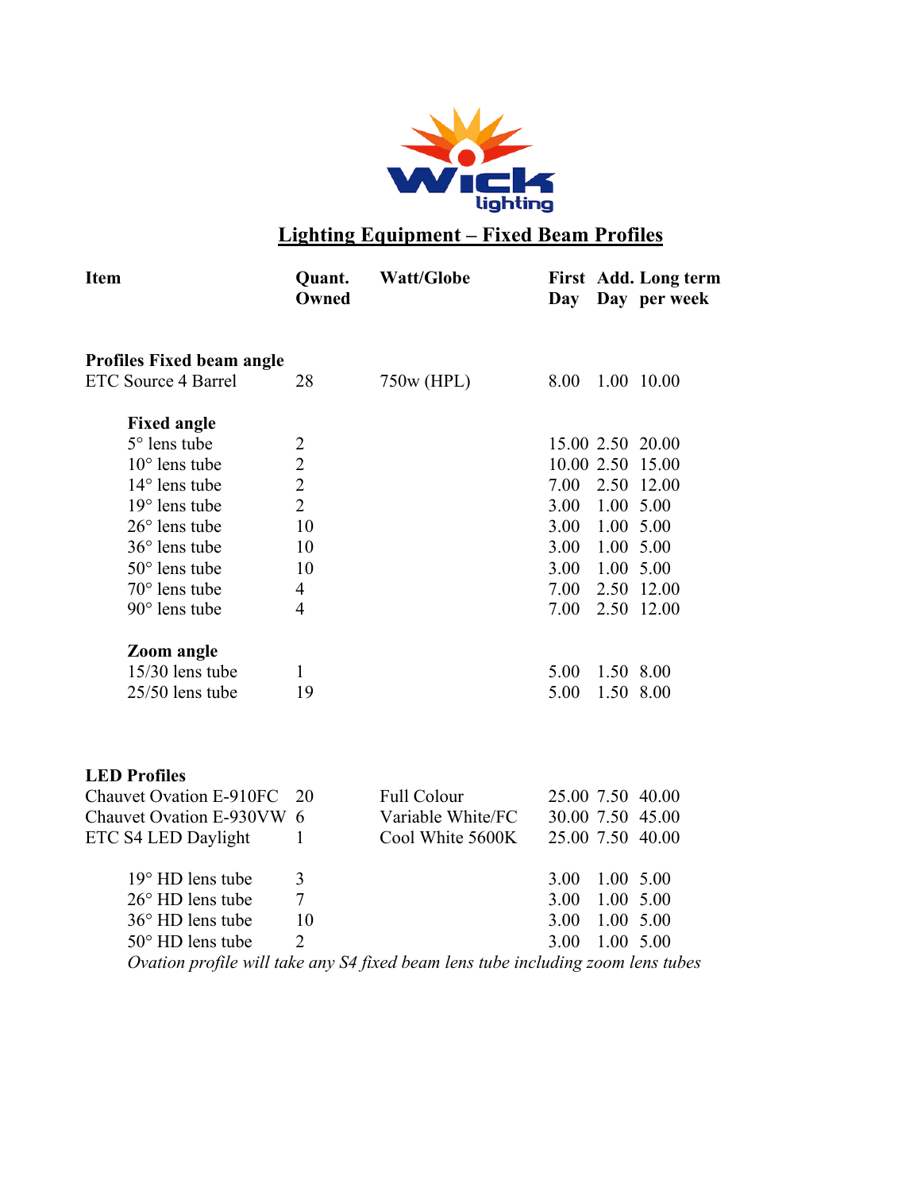## Lighting Equipment – Fixed Beam Profiles

| Item | Quant. Owned | Watt/Globe | First Day | Add. Day | Long term per week |
|---|---|---|---|---|---|
| **Profiles Fixed beam angle** | | | | | |
| ETC Source 4 Barrel | 28 | 750w (HPL) | 8.00 | 1.00 | 10.00 |
| **Fixed angle** | | | | | |
| 5° lens tube | 2 | | 15.00 | 2.50 | 20.00 |
| 10° lens tube | 2 | | 10.00 | 2.50 | 15.00 |
| 14° lens tube | 2 | | 7.00 | 2.50 | 12.00 |
| 19° lens tube | 2 | | 3.00 | 1.00 | 5.00 |
| 26° lens tube | 10 | | 3.00 | 1.00 | 5.00 |
| 36° lens tube | 10 | | 3.00 | 1.00 | 5.00 |
| 50° lens tube | 10 | | 3.00 | 1.00 | 5.00 |
| 70° lens tube | 4 | | 7.00 | 2.50 | 12.00 |
| 90° lens tube | 4 | | 7.00 | 2.50 | 12.00 |
| **Zoom angle** | | | | | |
| 15/30 lens tube | 1 | | 5.00 | 1.50 | 8.00 |
| 25/50 lens tube | 19 | | 5.00 | 1.50 | 8.00 |
| **LED Profiles** | | | | | |
| Chauvet Ovation E-910FC | 20 | Full Colour | 25.00 | 7.50 | 40.00 |
| Chauvet Ovation E-930VW | 6 | Variable White/FC | 30.00 | 7.50 | 45.00 |
| ETC S4 LED Daylight | 1 | Cool White 5600K | 25.00 | 7.50 | 40.00 |
| 19° HD lens tube | 3 | | 3.00 | 1.00 | 5.00 |
| 26° HD lens tube | 7 | | 3.00 | 1.00 | 5.00 |
| 36° HD lens tube | 10 | | 3.00 | 1.00 | 5.00 |
| 50° HD lens tube | 2 | | 3.00 | 1.00 | 5.00 |

*Ovation profile will take any S4 fixed beam lens tube including zoom lens tubes*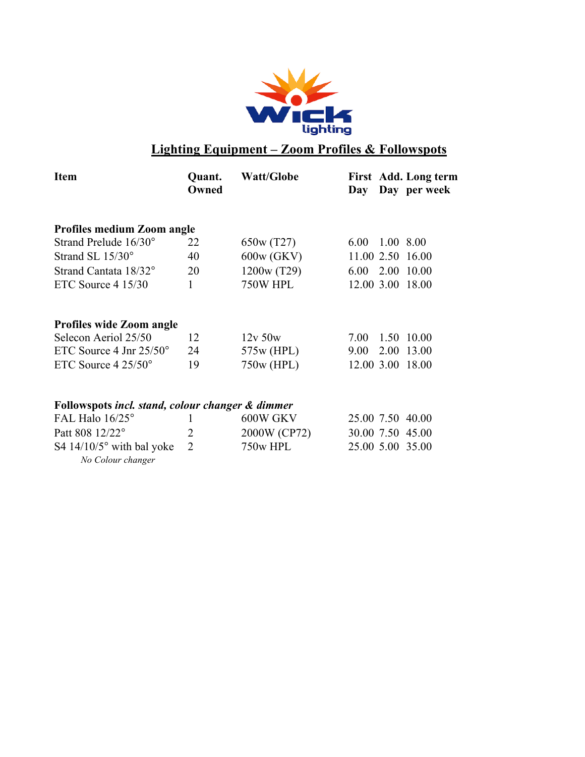## Lighting Equipment – Zoom Profiles & Followspots

| Item | Quant. Owned | Watt/Globe | First Day | Add. Day | Long term per week |
|---|---|---|---|---|---|
| **Profiles medium Zoom angle** | | | | | |
| Strand Prelude 16/30° | 22 | 650w (T27) | 6.00 | 1.00 | 8.00 |
| Strand SL 15/30° | 40 | 600w (GKV) | 11.00 | 2.50 | 16.00 |
| Strand Cantata 18/32° | 20 | 1200w (T29) | 6.00 | 2.00 | 10.00 |
| ETC Source 4 15/30 | 1 | 750W HPL | 12.00 | 3.00 | 18.00 |
| **Profiles wide Zoom angle** | | | | | |
| Selecon Aeriol 25/50 | 12 | 12v 50w | 7.00 | 1.50 | 10.00 |
| ETC Source 4 Jnr 25/50° | 24 | 575w (HPL) | 9.00 | 2.00 | 13.00 |
| ETC Source 4 25/50° | 19 | 750w (HPL) | 12.00 | 3.00 | 18.00 |
| **Followspots** *incl. stand, colour changer & dimmer* | | | | | |
| FAL Halo 16/25° | 1 | 600W GKV | 25.00 | 7.50 | 40.00 |
| Patt 808 12/22° | 2 | 2000W (CP72) | 30.00 | 7.50 | 45.00 |
| S4 14/10/5° with bal yoke *No Colour changer* | 2 | 750w HPL | 25.00 | 5.00 | 35.00 |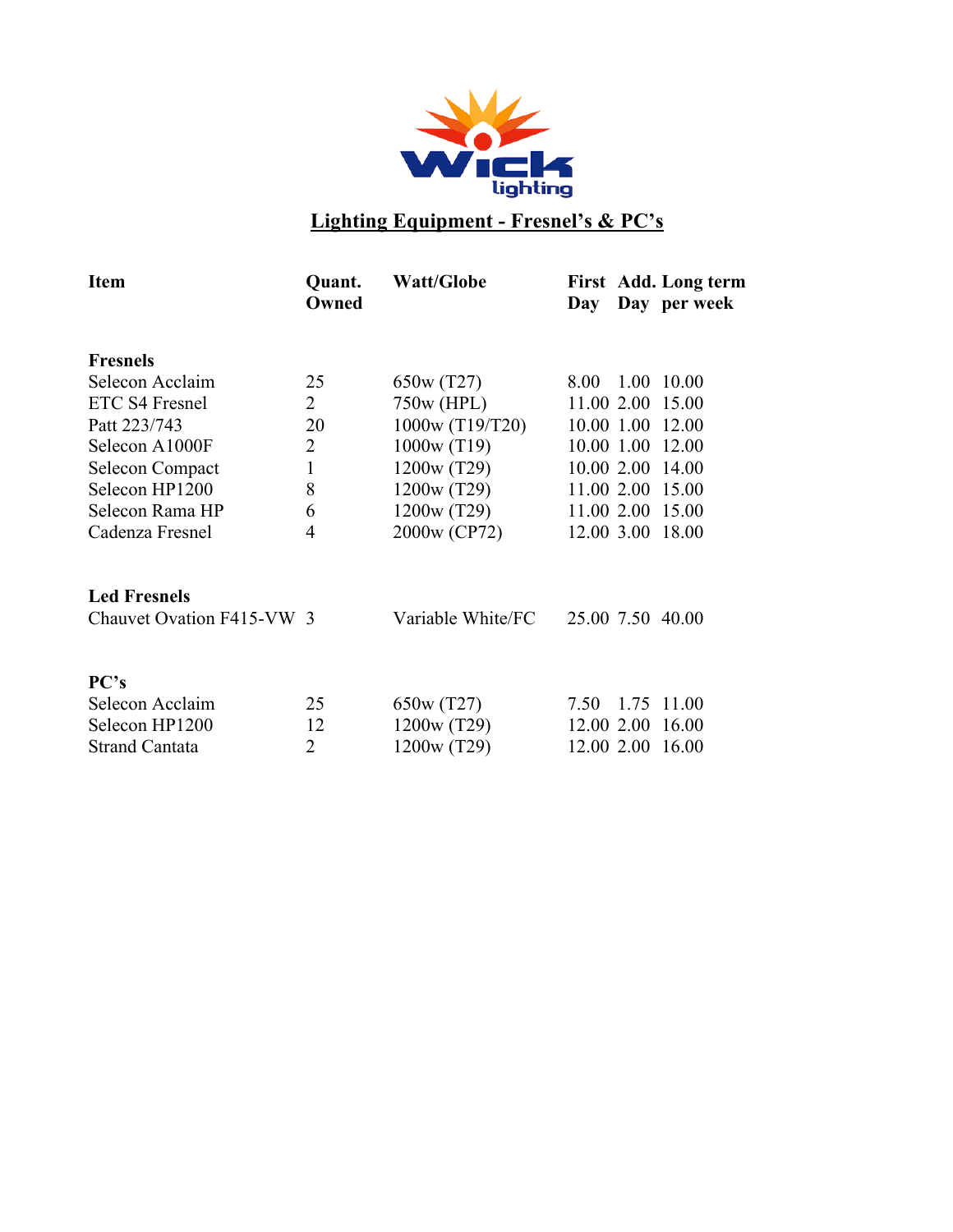## Lighting Equipment - Fresnel's & PC's

| Item | Quant. Owned | Watt/Globe | First Day | Add. Day | Long term per week |
|---|---|---|---|---|---|
| **Fresnels** | | | | | |
| Selecon Acclaim | 25 | 650w (T27) | 8.00 | 1.00 | 10.00 |
| ETC S4 Fresnel | 2 | 750w (HPL) | 11.00 | 2.00 | 15.00 |
| Patt 223/743 | 20 | 1000w (T19/T20) | 10.00 | 1.00 | 12.00 |
| Selecon A1000F | 2 | 1000w (T19) | 10.00 | 1.00 | 12.00 |
| Selecon Compact | 1 | 1200w (T29) | 10.00 | 2.00 | 14.00 |
| Selecon HP1200 | 8 | 1200w (T29) | 11.00 | 2.00 | 15.00 |
| Selecon Rama HP | 6 | 1200w (T29) | 11.00 | 2.00 | 15.00 |
| Cadenza Fresnel | 4 | 2000w (CP72) | 12.00 | 3.00 | 18.00 |
| **Led Fresnels** | | | | | |
| Chauvet Ovation F415-VW | 3 | Variable White/FC | 25.00 | 7.50 | 40.00 |
| **PC's** | | | | | |
| Selecon Acclaim | 25 | 650w (T27) | 7.50 | 1.75 | 11.00 |
| Selecon HP1200 | 12 | 1200w (T29) | 12.00 | 2.00 | 16.00 |
| Strand Cantata | 2 | 1200w (T29) | 12.00 | 2.00 | 16.00 |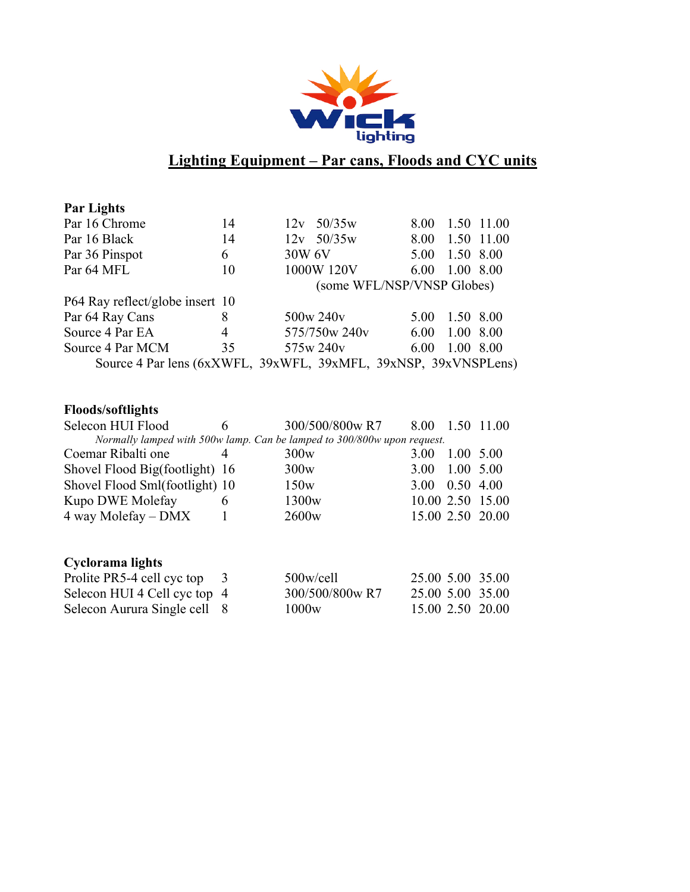## Lighting Equipment – Par cans, Floods and CYC units

**Par Lights**

| | | | | | |
|---|---|---|---|---|---|
| Par 16 Chrome | 14 | 12v 50/35w | 8.00 | 1.50 | 11.00 |
| Par 16 Black | 14 | 12v 50/35w | 8.00 | 1.50 | 11.00 |
| Par 36 Pinspot | 6 | 30W 6V | 5.00 | 1.50 | 8.00 |
| Par 64 MFL | 10 | 1000W 120V | 6.00 | 1.00 | 8.00 |
| | | (some WFL/NSP/VNSP Globes) | | | |
| P64 Ray reflect/globe insert | 10 | | | | |
| Par 64 Ray Cans | 8 | 500w 240v | 5.00 | 1.50 | 8.00 |
| Source 4 Par EA | 4 | 575/750w 240v | 6.00 | 1.00 | 8.00 |
| Source 4 Par MCM | 35 | 575w 240v | 6.00 | 1.00 | 8.00 |

Source 4 Par lens (6xXWFL, 39xWFL, 39xMFL, 39xNSP, 39xVNSPLens)

**Floods/softlights**

| | | | | | |
|---|---|---|---|---|---|
| Selecon HUI Flood | 6 | 300/500/800w R7 | 8.00 | 1.50 | 11.00 |
| *Normally lamped with 500w lamp. Can be lamped to 300/800w upon request.* | | | | | |
| Coemar Ribalti one | 4 | 300w | 3.00 | 1.00 | 5.00 |
| Shovel Flood Big(footlight) | 16 | 300w | 3.00 | 1.00 | 5.00 |
| Shovel Flood Sml(footlight) | 10 | 150w | 3.00 | 0.50 | 4.00 |
| Kupo DWE Molefay | 6 | 1300w | 10.00 | 2.50 | 15.00 |
| 4 way Molefay – DMX | 1 | 2600w | 15.00 | 2.50 | 20.00 |

**Cyclorama lights**

| | | | | | |
|---|---|---|---|---|---|
| Prolite PR5-4 cell cyc top | 3 | 500w/cell | 25.00 | 5.00 | 35.00 |
| Selecon HUI 4 Cell cyc top | 4 | 300/500/800w R7 | 25.00 | 5.00 | 35.00 |
| Selecon Aurura Single cell | 8 | 1000w | 15.00 | 2.50 | 20.00 |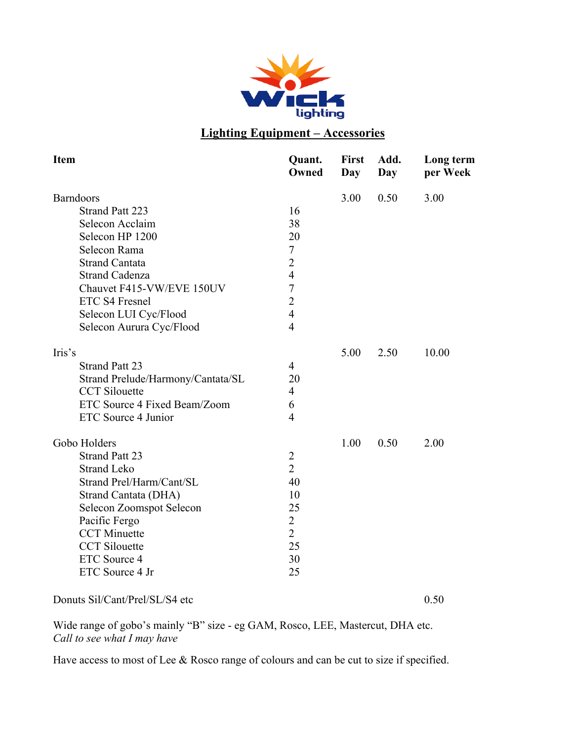## Lighting Equipment – Accessories

| Item | Quant. Owned | First Day | Add. Day | Long term per Week |
|---|---|---|---|---|
| Barndoors | | 3.00 | 0.50 | 3.00 |
| Strand Patt 223 | 16 | | | |
| Selecon Acclaim | 38 | | | |
| Selecon HP 1200 | 20 | | | |
| Selecon Rama | 7 | | | |
| Strand Cantata | 2 | | | |
| Strand Cadenza | 4 | | | |
| Chauvet F415-VW/EVE 150UV | 7 | | | |
| ETC S4 Fresnel | 2 | | | |
| Selecon LUI Cyc/Flood | 4 | | | |
| Selecon Aurura Cyc/Flood | 4 | | | |
| Iris's | | 5.00 | 2.50 | 10.00 |
| Strand Patt 23 | 4 | | | |
| Strand Prelude/Harmony/Cantata/SL | 20 | | | |
| CCT Silouette | 4 | | | |
| ETC Source 4 Fixed Beam/Zoom | 6 | | | |
| ETC Source 4 Junior | 4 | | | |
| Gobo Holders | | 1.00 | 0.50 | 2.00 |
| Strand Patt 23 | 2 | | | |
| Strand Leko | 2 | | | |
| Strand Prel/Harm/Cant/SL | 40 | | | |
| Strand Cantata (DHA) | 10 | | | |
| Selecon Zoomspot Selecon | 25 | | | |
| Pacific Fergo | 2 | | | |
| CCT Minuette | 2 | | | |
| CCT Silouette | 25 | | | |
| ETC Source 4 | 30 | | | |
| ETC Source 4 Jr | 25 | | | |
| Donuts Sil/Cant/Prel/SL/S4 etc | | | | 0.50 |

Wide range of gobo's mainly "B" size - eg GAM, Rosco, LEE, Mastercut, DHA etc.
*Call to see what I may have*

Have access to most of Lee & Rosco range of colours and can be cut to size if specified.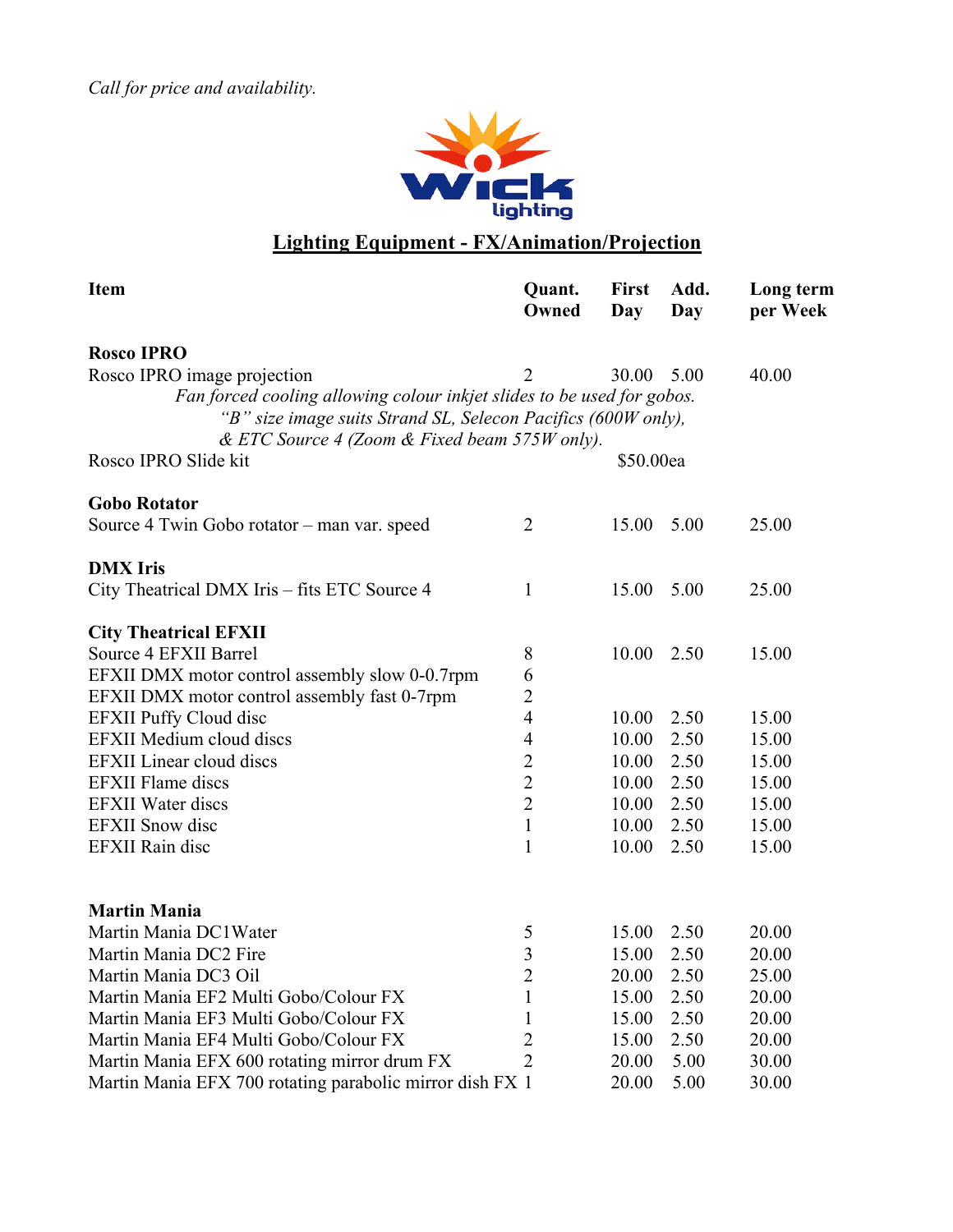*Call for price and availability.*

## Lighting Equipment - FX/Animation/Projection

| Item | Quant. Owned | First Day | Add. Day | Long term per Week |
|---|---|---|---|---|
| **Rosco IPRO** | | | | |
| Rosco IPRO image projection | 2 | 30.00 | 5.00 | 40.00 |
| *Fan forced cooling allowing colour inkjet slides to be used for gobos. "B" size image suits Strand SL, Selecon Pacifics (600W only), & ETC Source 4 (Zoom & Fixed beam 575W only).* | | | | |
| Rosco IPRO Slide kit | | $50.00ea | | |
| **Gobo Rotator** | | | | |
| Source 4 Twin Gobo rotator – man var. speed | 2 | 15.00 | 5.00 | 25.00 |
| **DMX Iris** | | | | |
| City Theatrical DMX Iris – fits ETC Source 4 | 1 | 15.00 | 5.00 | 25.00 |
| **City Theatrical EFXII** | | | | |
| Source 4 EFXII Barrel | 8 | 10.00 | 2.50 | 15.00 |
| EFXII DMX motor control assembly slow 0-0.7rpm | 6 | | | |
| EFXII DMX motor control assembly fast 0-7rpm | 2 | | | |
| EFXII Puffy Cloud disc | 4 | 10.00 | 2.50 | 15.00 |
| EFXII Medium cloud discs | 4 | 10.00 | 2.50 | 15.00 |
| EFXII Linear cloud discs | 2 | 10.00 | 2.50 | 15.00 |
| EFXII Flame discs | 2 | 10.00 | 2.50 | 15.00 |
| EFXII Water discs | 2 | 10.00 | 2.50 | 15.00 |
| EFXII Snow disc | 1 | 10.00 | 2.50 | 15.00 |
| EFXII Rain disc | 1 | 10.00 | 2.50 | 15.00 |
| **Martin Mania** | | | | |
| Martin Mania DC1Water | 5 | 15.00 | 2.50 | 20.00 |
| Martin Mania DC2 Fire | 3 | 15.00 | 2.50 | 20.00 |
| Martin Mania DC3 Oil | 2 | 20.00 | 2.50 | 25.00 |
| Martin Mania EF2 Multi Gobo/Colour FX | 1 | 15.00 | 2.50 | 20.00 |
| Martin Mania EF3 Multi Gobo/Colour FX | 1 | 15.00 | 2.50 | 20.00 |
| Martin Mania EF4 Multi Gobo/Colour FX | 2 | 15.00 | 2.50 | 20.00 |
| Martin Mania EFX 600 rotating mirror drum FX | 2 | 20.00 | 5.00 | 30.00 |
| Martin Mania EFX 700 rotating parabolic mirror dish FX | 1 | 20.00 | 5.00 | 30.00 |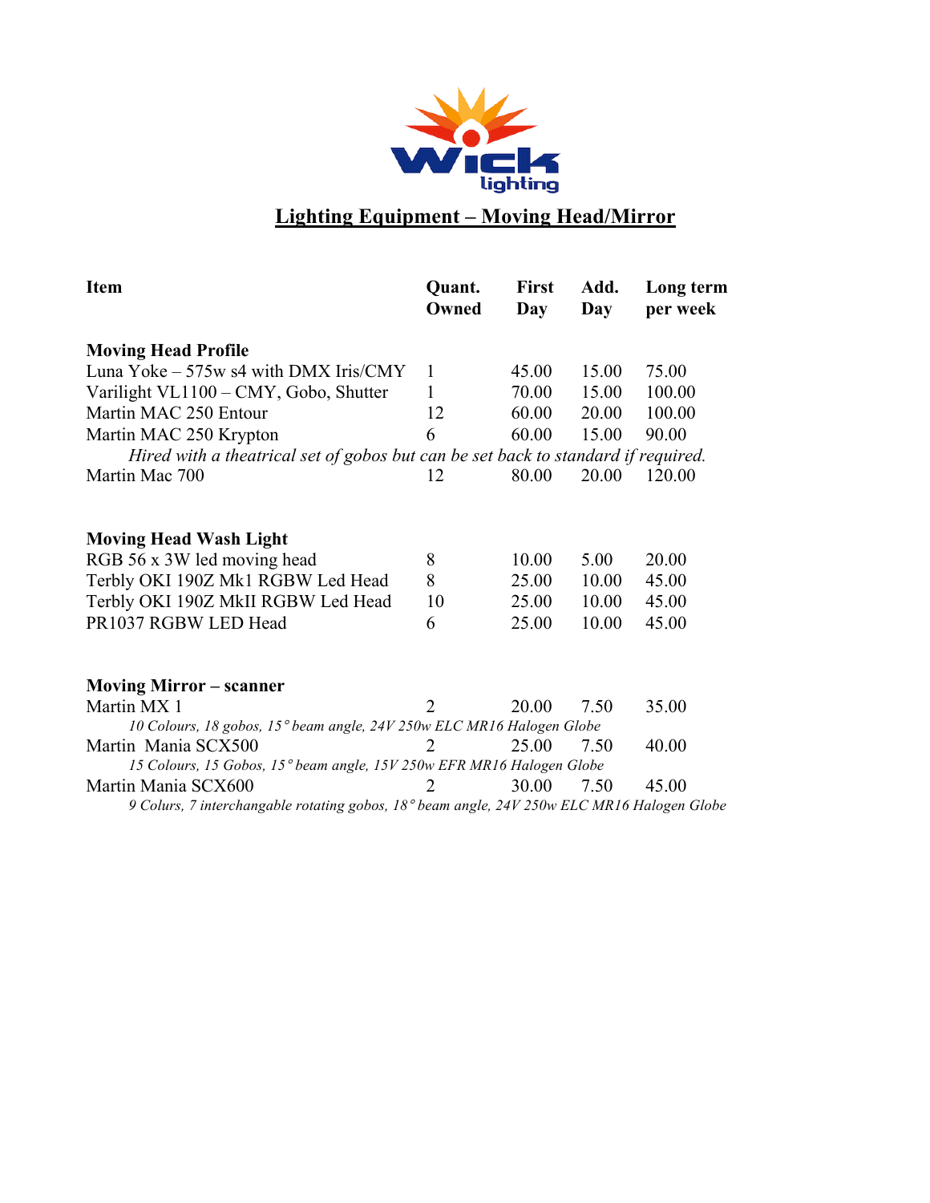Wick lighting

# Lighting Equipment – Moving Head/Mirror

| Item | Quant. Owned | First Day | Add. Day | Long term per week |
|---|---|---|---|---|
| **Moving Head Profile** | | | | |
| Luna Yoke – 575w s4 with DMX Iris/CMY | 1 | 45.00 | 15.00 | 75.00 |
| Varilight VL1100 – CMY, Gobo, Shutter | 1 | 70.00 | 15.00 | 100.00 |
| Martin MAC 250 Entour | 12 | 60.00 | 20.00 | 100.00 |
| Martin MAC 250 Krypton | 6 | 60.00 | 15.00 | 90.00 |
| *Hired with a theatrical set of gobos but can be set back to standard if required.* | | | | |
| Martin Mac 700 | 12 | 80.00 | 20.00 | 120.00 |
| **Moving Head Wash Light** | | | | |
| RGB 56 x 3W led moving head | 8 | 10.00 | 5.00 | 20.00 |
| Terbly OKI 190Z Mk1 RGBW Led Head | 8 | 25.00 | 10.00 | 45.00 |
| Terbly OKI 190Z MkII RGBW Led Head | 10 | 25.00 | 10.00 | 45.00 |
| PR1037 RGBW LED Head | 6 | 25.00 | 10.00 | 45.00 |
| **Moving Mirror – scanner** | | | | |
| Martin MX 1 | 2 | 20.00 | 7.50 | 35.00 |
| *10 Colours, 18 gobos, 15° beam angle, 24V 250w ELC MR16 Halogen Globe* | | | | |
| Martin Mania SCX500 | 2 | 25.00 | 7.50 | 40.00 |
| *15 Colours, 15 Gobos, 15° beam angle, 15V 250w EFR MR16 Halogen Globe* | | | | |
| Martin Mania SCX600 | 2 | 30.00 | 7.50 | 45.00 |
| *9 Colurs, 7 interchangable rotating gobos, 18° beam angle, 24V 250w ELC MR16 Halogen Globe* | | | | |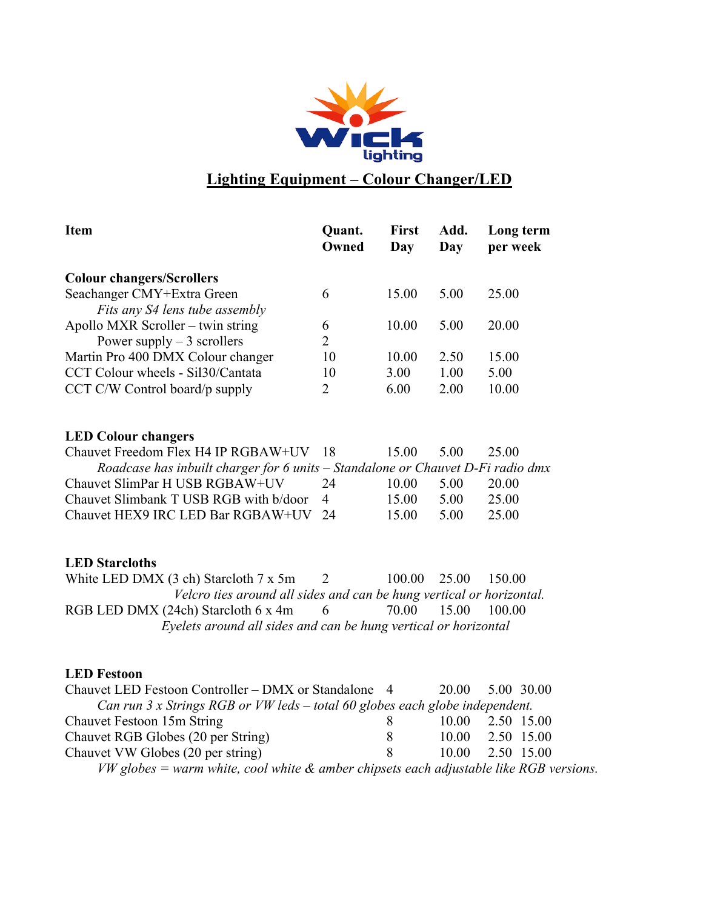## Lighting Equipment – Colour Changer/LED

| Item | Quant. Owned | First Day | Add. Day | Long term per week |
|---|---|---|---|---|
| **Colour changers/Scrollers** | | | | |
| Seachanger CMY+Extra Green | 6 | 15.00 | 5.00 | 25.00 |
| *Fits any S4 lens tube assembly* | | | | |
| Apollo MXR Scroller – twin string | 6 | 10.00 | 5.00 | 20.00 |
| Power supply – 3 scrollers | 2 | | | |
| Martin Pro 400 DMX Colour changer | 10 | 10.00 | 2.50 | 15.00 |
| CCT Colour wheels - Sil30/Cantata | 10 | 3.00 | 1.00 | 5.00 |
| CCT C/W Control board/p supply | 2 | 6.00 | 2.00 | 10.00 |
| **LED Colour changers** | | | | |
| Chauvet Freedom Flex H4 IP RGBAW+UV | 18 | 15.00 | 5.00 | 25.00 |
| *Roadcase has inbuilt charger for 6 units – Standalone or Chauvet D-Fi radio dmx* | | | | |
| Chauvet SlimPar H USB RGBAW+UV | 24 | 10.00 | 5.00 | 20.00 |
| Chauvet Slimbank T USB RGB with b/door | 4 | 15.00 | 5.00 | 25.00 |
| Chauvet HEX9 IRC LED Bar RGBAW+UV | 24 | 15.00 | 5.00 | 25.00 |
| **LED Starcloths** | | | | |
| White LED DMX (3 ch) Starcloth 7 x 5m | 2 | 100.00 | 25.00 | 150.00 |
| *Velcro ties around all sides and can be hung vertical or horizontal.* | | | | |
| RGB LED DMX (24ch) Starcloth 6 x 4m | 6 | 70.00 | 15.00 | 100.00 |
| *Eyelets around all sides and can be hung vertical or horizontal* | | | | |
| **LED Festoon** | | | | |
| Chauvet LED Festoon Controller – DMX or Standalone | 4 | 20.00 | 5.00 | 30.00 |
| *Can run 3 x Strings RGB or VW leds – total 60 globes each globe independent.* | | | | |
| Chauvet Festoon 15m String | 8 | 10.00 | 2.50 | 15.00 |
| Chauvet RGB Globes (20 per String) | 8 | 10.00 | 2.50 | 15.00 |
| Chauvet VW Globes (20 per string) | 8 | 10.00 | 2.50 | 15.00 |
| *VW globes = warm white, cool white & amber chipsets each adjustable like RGB versions.* | | | | |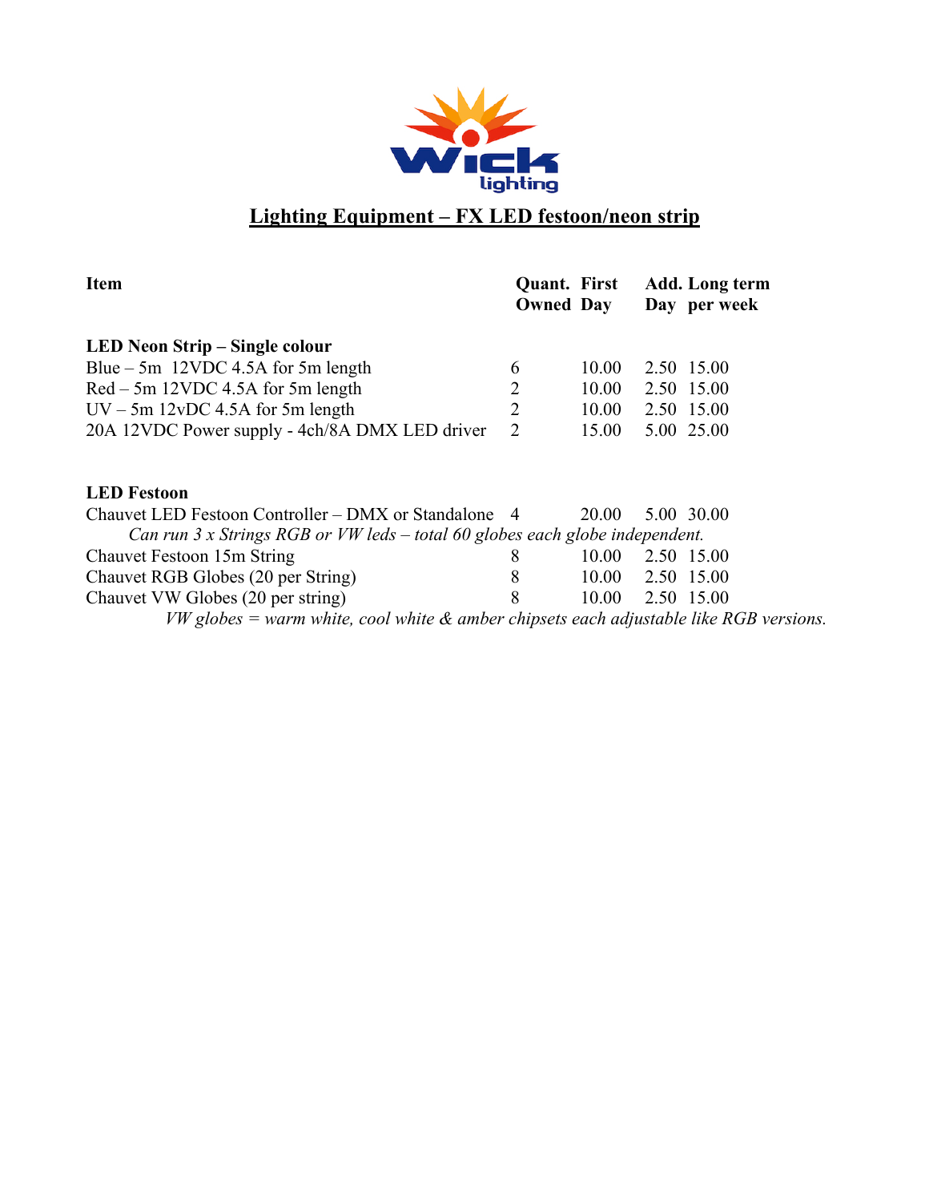## Lighting Equipment – FX LED festoon/neon strip

| Item | Quant. Owned | First Day | Add. Day | Long term per week |
|---|---|---|---|---|
| **LED Neon Strip – Single colour** | | | | |
| Blue – 5m 12VDC 4.5A for 5m length | 6 | 10.00 | 2.50 | 15.00 |
| Red – 5m 12vDC 4.5A for 5m length | 2 | 10.00 | 2.50 | 15.00 |
| UV – 5m 12vDC 4.5A for 5m length | 2 | 10.00 | 2.50 | 15.00 |
| 20A 12VDC Power supply - 4ch/8A DMX LED driver | 2 | 15.00 | 5.00 | 25.00 |
| **LED Festoon** | | | | |
| Chauvet LED Festoon Controller – DMX or Standalone | 4 | 20.00 | 5.00 | 30.00 |
| *Can run 3 x Strings RGB or VW leds – total 60 globes each globe independent.* | | | | |
| Chauvet Festoon 15m String | 8 | 10.00 | 2.50 | 15.00 |
| Chauvet RGB Globes (20 per String) | 8 | 10.00 | 2.50 | 15.00 |
| Chauvet VW Globes (20 per string) | 8 | 10.00 | 2.50 | 15.00 |

*VW globes = warm white, cool white & amber chipsets each adjustable like RGB versions.*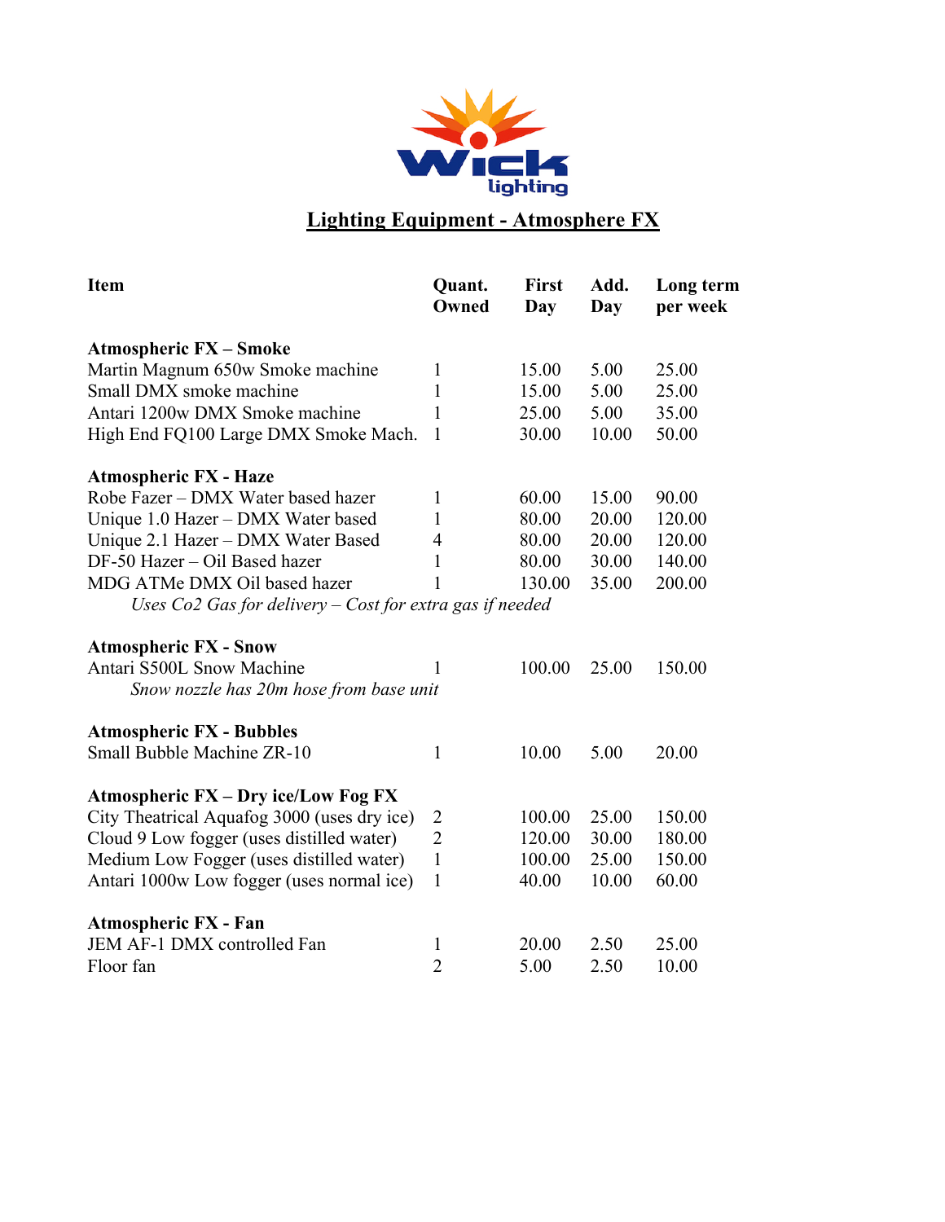# Lighting Equipment - Atmosphere FX

| Item | Quant. Owned | First Day | Add. Day | Long term per week |
|---|---|---|---|---|
| **Atmospheric FX – Smoke** | | | | |
| Martin Magnum 650w Smoke machine | 1 | 15.00 | 5.00 | 25.00 |
| Small DMX smoke machine | 1 | 15.00 | 5.00 | 25.00 |
| Antari 1200w DMX Smoke machine | 1 | 25.00 | 5.00 | 35.00 |
| High End FQ100 Large DMX Smoke Mach. | 1 | 30.00 | 10.00 | 50.00 |
| **Atmospheric FX - Haze** | | | | |
| Robe Fazer – DMX Water based hazer | 1 | 60.00 | 15.00 | 90.00 |
| Unique 1.0 Hazer – DMX Water based | 1 | 80.00 | 20.00 | 120.00 |
| Unique 2.1 Hazer – DMX Water Based | 4 | 80.00 | 20.00 | 120.00 |
| DF-50 Hazer – Oil Based hazer | 1 | 80.00 | 30.00 | 140.00 |
| MDG ATMe DMX Oil based hazer | 1 | 130.00 | 35.00 | 200.00 |
| *Uses Co2 Gas for delivery – Cost for extra gas if needed* | | | | |
| **Atmospheric FX - Snow** | | | | |
| Antari S500L Snow Machine | 1 | 100.00 | 25.00 | 150.00 |
| *Snow nozzle has 20m hose from base unit* | | | | |
| **Atmospheric FX - Bubbles** | | | | |
| Small Bubble Machine ZR-10 | 1 | 10.00 | 5.00 | 20.00 |
| **Atmospheric FX – Dry ice/Low Fog FX** | | | | |
| City Theatrical Aquafog 3000 (uses dry ice) | 2 | 100.00 | 25.00 | 150.00 |
| Cloud 9 Low fogger (uses distilled water) | 2 | 120.00 | 30.00 | 180.00 |
| Medium Low Fogger (uses distilled water) | 1 | 100.00 | 25.00 | 150.00 |
| Antari 1000w Low fogger (uses normal ice) | 1 | 40.00 | 10.00 | 60.00 |
| **Atmospheric FX - Fan** | | | | |
| JEM AF-1 DMX controlled Fan | 1 | 20.00 | 2.50 | 25.00 |
| Floor fan | 2 | 5.00 | 2.50 | 10.00 |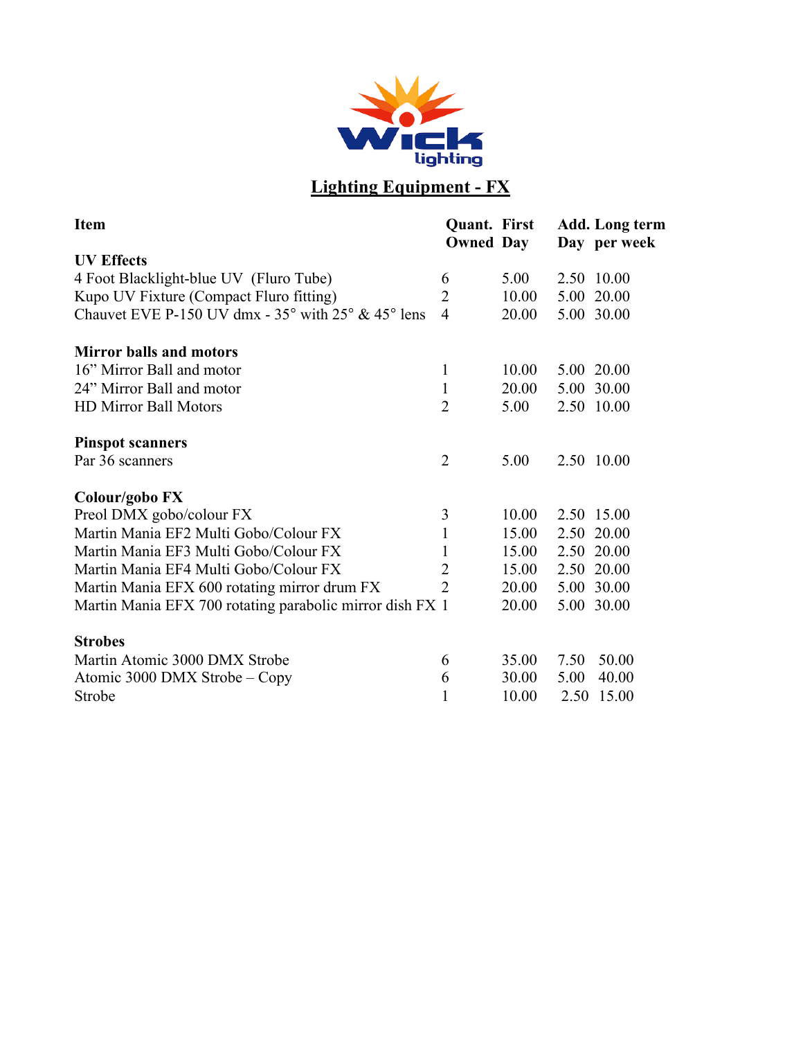# Lighting Equipment - FX

| Item | Quant. Owned | First Day | Add. Day | Long term per week |
|---|---|---|---|---|
| **UV Effects** | | | | |
| 4 Foot Blacklight-blue UV (Fluro Tube) | 6 | 5.00 | 2.50 | 10.00 |
| Kupo UV Fixture (Compact Fluro fitting) | 2 | 10.00 | 5.00 | 20.00 |
| Chauvet EVE P-150 UV dmx - 35° with 25° & 45° lens | 4 | 20.00 | 5.00 | 30.00 |
| **Mirror balls and motors** | | | | |
| 16" Mirror Ball and motor | 1 | 10.00 | 5.00 | 20.00 |
| 24" Mirror Ball and motor | 1 | 20.00 | 5.00 | 30.00 |
| HD Mirror Ball Motors | 2 | 5.00 | 2.50 | 10.00 |
| **Pinspot scanners** | | | | |
| Par 36 scanners | 2 | 5.00 | 2.50 | 10.00 |
| **Colour/gobo FX** | | | | |
| Preol DMX gobo/colour FX | 3 | 10.00 | 2.50 | 15.00 |
| Martin Mania EF2 Multi Gobo/Colour FX | 1 | 15.00 | 2.50 | 20.00 |
| Martin Mania EF3 Multi Gobo/Colour FX | 1 | 15.00 | 2.50 | 20.00 |
| Martin Mania EF4 Multi Gobo/Colour FX | 2 | 15.00 | 2.50 | 20.00 |
| Martin Mania EFX 600 rotating mirror drum FX | 2 | 20.00 | 5.00 | 30.00 |
| Martin Mania EFX 700 rotating parabolic mirror dish FX | 1 | 20.00 | 5.00 | 30.00 |
| **Strobes** | | | | |
| Martin Atomic 3000 DMX Strobe | 6 | 35.00 | 7.50 | 50.00 |
| Atomic 3000 DMX Strobe – Copy | 6 | 30.00 | 5.00 | 40.00 |
| Strobe | 1 | 10.00 | 2.50 | 15.00 |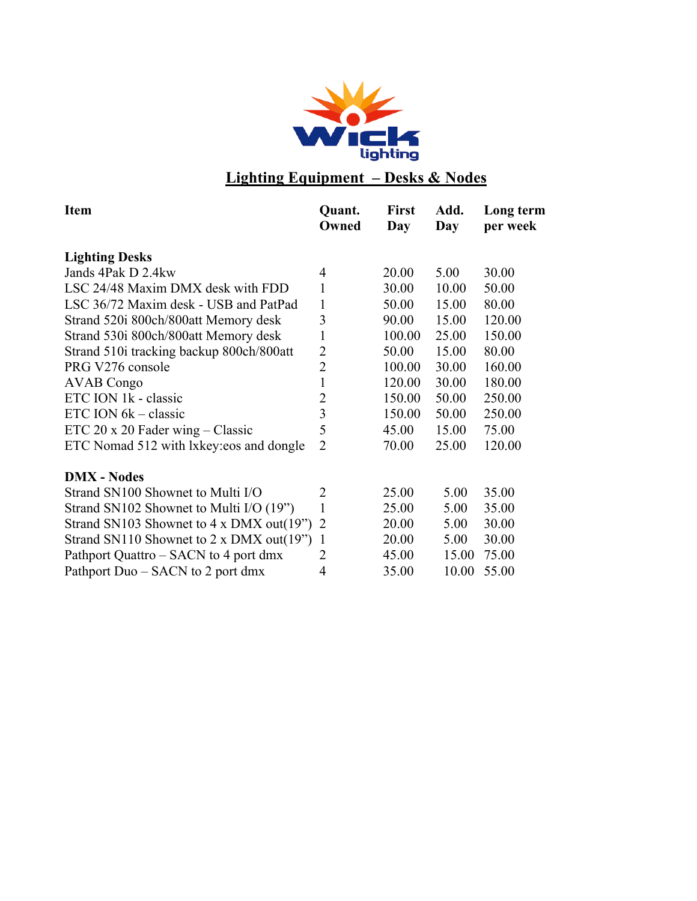Wick lighting

## Lighting Equipment – Desks & Nodes

| Item | Quant. Owned | First Day | Add. Day | Long term per week |
|---|---|---|---|---|
| **Lighting Desks** | | | | |
| Jands 4Pak D 2.4kw | 4 | 20.00 | 5.00 | 30.00 |
| LSC 24/48 Maxim DMX desk with FDD | 1 | 30.00 | 10.00 | 50.00 |
| LSC 36/72 Maxim desk - USB and PatPad | 1 | 50.00 | 15.00 | 80.00 |
| Strand 520i 800ch/800att Memory desk | 3 | 90.00 | 15.00 | 120.00 |
| Strand 530i 800ch/800att Memory desk | 1 | 100.00 | 25.00 | 150.00 |
| Strand 510i tracking backup 800ch/800att | 2 | 50.00 | 15.00 | 80.00 |
| PRG V276 console | 2 | 100.00 | 30.00 | 160.00 |
| AVAB Congo | 1 | 120.00 | 30.00 | 180.00 |
| ETC ION 1k - classic | 2 | 150.00 | 50.00 | 250.00 |
| ETC ION 6k – classic | 3 | 150.00 | 50.00 | 250.00 |
| ETC 20 x 20 Fader wing – Classic | 5 | 45.00 | 15.00 | 75.00 |
| ETC Nomad 512 with lxkey:eos and dongle | 2 | 70.00 | 25.00 | 120.00 |
| **DMX - Nodes** | | | | |
| Strand SN100 Shownet to Multi I/O | 2 | 25.00 | 5.00 | 35.00 |
| Strand SN102 Shownet to Multi I/O (19") | 1 | 25.00 | 5.00 | 35.00 |
| Strand SN103 Shownet to 4 x DMX out(19") | 2 | 20.00 | 5.00 | 30.00 |
| Strand SN110 Shownet to 2 x DMX out(19") | 1 | 20.00 | 5.00 | 30.00 |
| Pathport Quattro – SACN to 4 port dmx | 2 | 45.00 | 15.00 | 75.00 |
| Pathport Duo – SACN to 2 port dmx | 4 | 35.00 | 10.00 | 55.00 |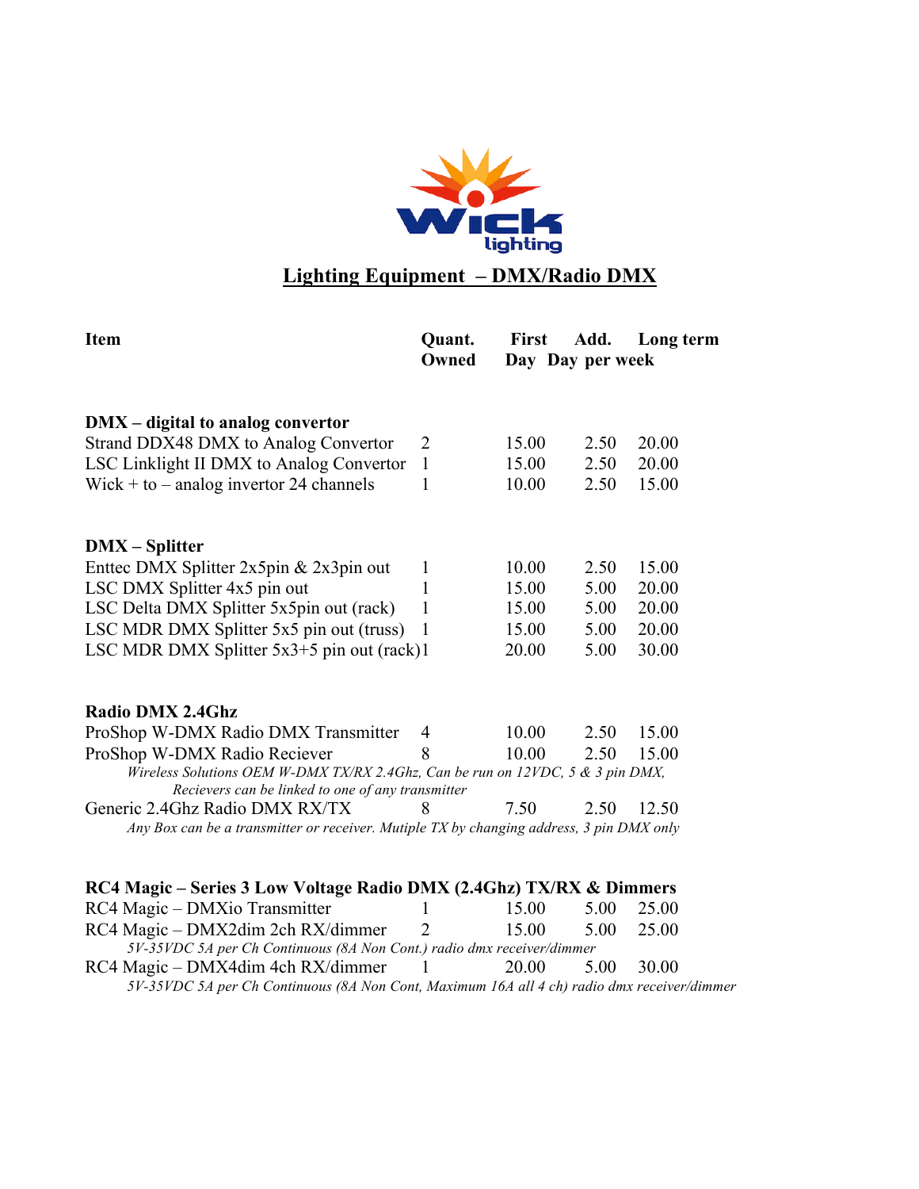## Lighting Equipment – DMX/Radio DMX

| Item | Quant. Owned | First Day | Add. Day | Long term per week |
|---|---|---|---|---|
| **DMX – digital to analog convertor** | | | | |
| Strand DDX48 DMX to Analog Convertor | 2 | 15.00 | 2.50 | 20.00 |
| LSC Linklight II DMX to Analog Convertor | 1 | 15.00 | 2.50 | 20.00 |
| Wick + to – analog invertor 24 channels | 1 | 10.00 | 2.50 | 15.00 |
| **DMX – Splitter** | | | | |
| Enttec DMX Splitter 2x5pin & 2x3pin out | 1 | 10.00 | 2.50 | 15.00 |
| LSC DMX Splitter 4x5 pin out | 1 | 15.00 | 5.00 | 20.00 |
| LSC Delta DMX Splitter 5x5pin out (rack) | 1 | 15.00 | 5.00 | 20.00 |
| LSC MDR DMX Splitter 5x5 pin out (truss) | 1 | 15.00 | 5.00 | 20.00 |
| LSC MDR DMX Splitter 5x3+5 pin out (rack) | 1 | 20.00 | 5.00 | 30.00 |
| **Radio DMX 2.4Ghz** | | | | |
| ProShop W-DMX Radio DMX Transmitter | 4 | 10.00 | 2.50 | 15.00 |
| ProShop W-DMX Radio Reciever | 8 | 10.00 | 2.50 | 15.00 |
| *Wireless Solutions OEM W-DMX TX/RX 2.4Ghz, Can be run on 12VDC, 5 & 3 pin DMX, Recievers can be linked to one of any transmitter* | | | | |
| Generic 2.4Ghz Radio DMX RX/TX | 8 | 7.50 | 2.50 | 12.50 |
| *Any Box can be a transmitter or receiver. Mutiple TX by changing address, 3 pin DMX only* | | | | |
| **RC4 Magic – Series 3 Low Voltage Radio DMX (2.4Ghz) TX/RX & Dimmers** | | | | |
| RC4 Magic – DMXio Transmitter | 1 | 15.00 | 5.00 | 25.00 |
| RC4 Magic – DMX2dim 2ch RX/dimmer | 2 | 15.00 | 5.00 | 25.00 |
| *5V-35VDC 5A per Ch Continuous (8A Non Cont.) radio dmx receiver/dimmer* | | | | |
| RC4 Magic – DMX4dim 4ch RX/dimmer | 1 | 20.00 | 5.00 | 30.00 |
| *5V-35VDC 5A per Ch Continuous (8A Non Cont, Maximum 16A all 4 ch) radio dmx receiver/dimmer* | | | | |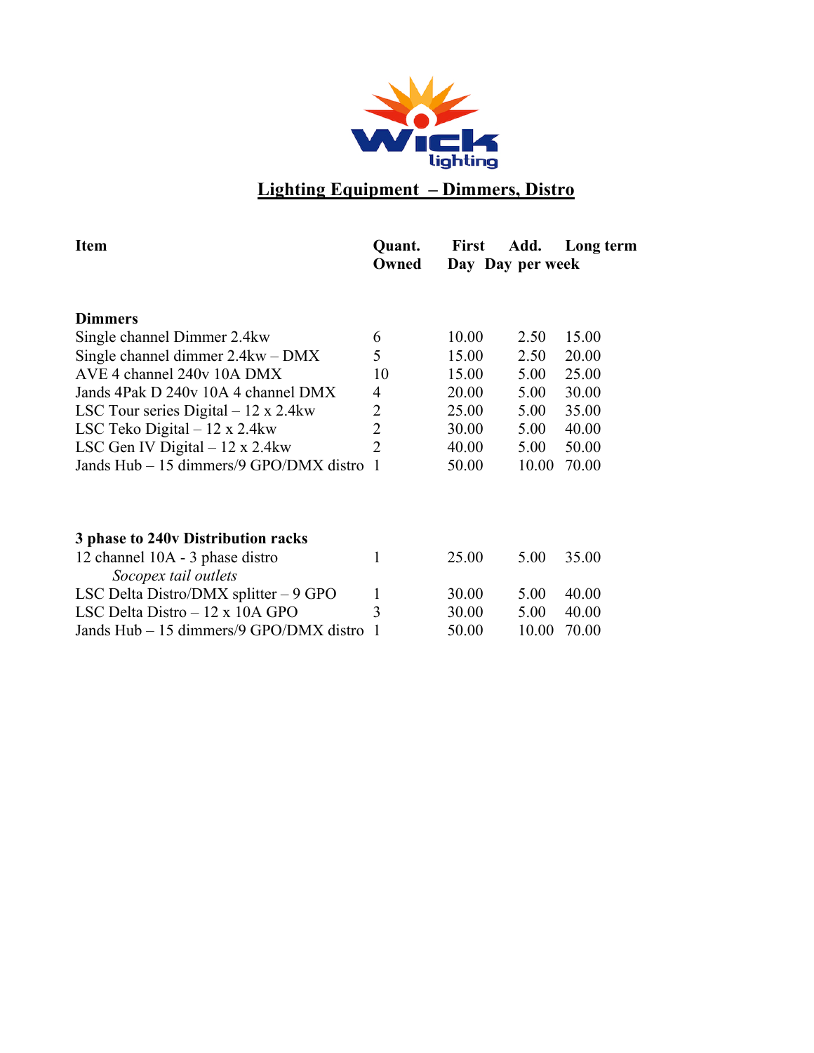# Lighting Equipment – Dimmers, Distro

| Item | Quant. Owned | First Day | Add. Day | Long term per week |
|---|---|---|---|---|
| **Dimmers** | | | | |
| Single channel Dimmer 2.4kw | 6 | 10.00 | 2.50 | 15.00 |
| Single channel dimmer 2.4kw – DMX | 5 | 15.00 | 2.50 | 20.00 |
| AVE 4 channel 240v 10A DMX | 10 | 15.00 | 5.00 | 25.00 |
| Jands 4Pak D 240v 10A 4 channel DMX | 4 | 20.00 | 5.00 | 30.00 |
| LSC Tour series Digital – 12 x 2.4kw | 2 | 25.00 | 5.00 | 35.00 |
| LSC Teko Digital – 12 x 2.4kw | 2 | 30.00 | 5.00 | 40.00 |
| LSC Gen IV Digital – 12 x 2.4kw | 2 | 40.00 | 5.00 | 50.00 |
| Jands Hub – 15 dimmers/9 GPO/DMX distro | 1 | 50.00 | 10.00 | 70.00 |
| **3 phase to 240v Distribution racks** | | | | |
| 12 channel 10A - 3 phase distro *Socopex tail outlets* | 1 | 25.00 | 5.00 | 35.00 |
| LSC Delta Distro/DMX splitter – 9 GPO | 1 | 30.00 | 5.00 | 40.00 |
| LSC Delta Distro – 12 x 10A GPO | 3 | 30.00 | 5.00 | 40.00 |
| Jands Hub – 15 dimmers/9 GPO/DMX distro | 1 | 50.00 | 10.00 | 70.00 |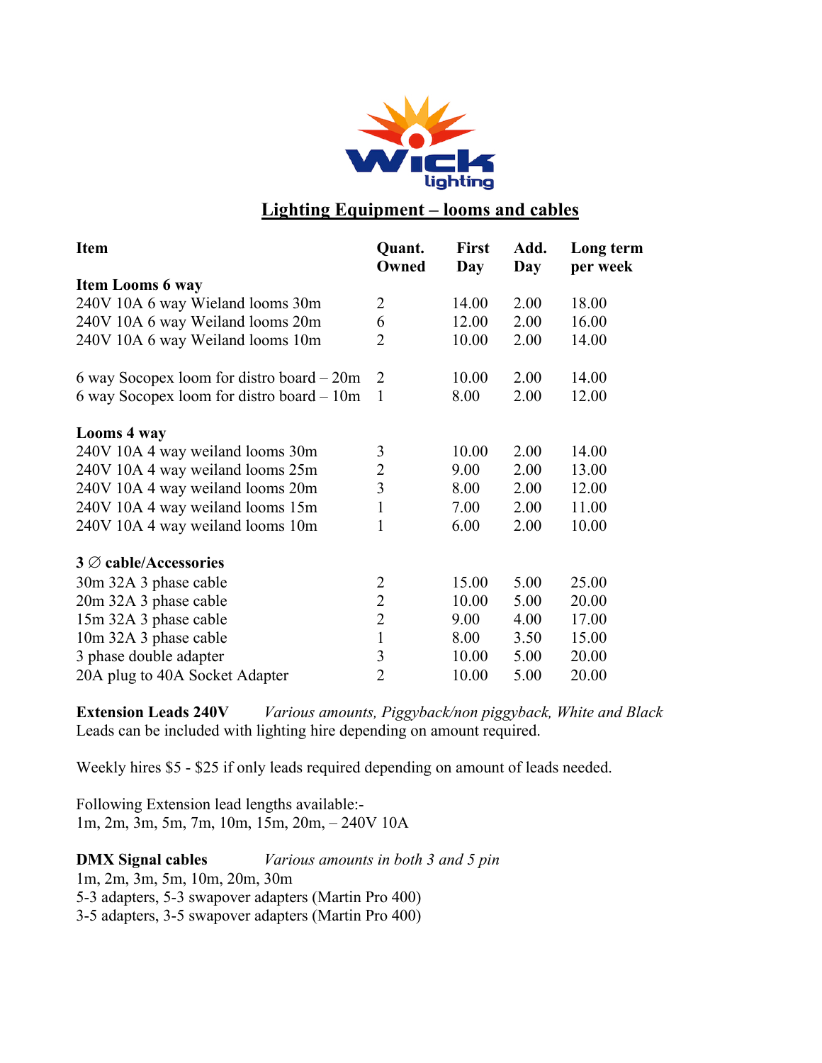Wick lighting

## Lighting Equipment – looms and cables

| Item | Quant. Owned | First Day | Add. Day | Long term per week |
|---|---|---|---|---|
| **Item Looms 6 way** | | | | |
| 240V 10A 6 way Wieland looms 30m | 2 | 14.00 | 2.00 | 18.00 |
| 240V 10A 6 way Weiland looms 20m | 6 | 12.00 | 2.00 | 16.00 |
| 240V 10A 6 way Weiland looms 10m | 2 | 10.00 | 2.00 | 14.00 |
| 6 way Socopex loom for distro board – 20m | 2 | 10.00 | 2.00 | 14.00 |
| 6 way Socopex loom for distro board – 10m | 1 | 8.00 | 2.00 | 12.00 |
| **Looms 4 way** | | | | |
| 240V 10A 4 way weiland looms 30m | 3 | 10.00 | 2.00 | 14.00 |
| 240V 10A 4 way weiland looms 25m | 2 | 9.00 | 2.00 | 13.00 |
| 240V 10A 4 way weiland looms 20m | 3 | 8.00 | 2.00 | 12.00 |
| 240V 10A 4 way weiland looms 15m | 1 | 7.00 | 2.00 | 11.00 |
| 240V 10A 4 way weiland looms 10m | 1 | 6.00 | 2.00 | 10.00 |
| **3 ∅ cable/Accessories** | | | | |
| 30m 32A 3 phase cable | 2 | 15.00 | 5.00 | 25.00 |
| 20m 32A 3 phase cable | 2 | 10.00 | 5.00 | 20.00 |
| 15m 32A 3 phase cable | 2 | 9.00 | 4.00 | 17.00 |
| 10m 32A 3 phase cable | 1 | 8.00 | 3.50 | 15.00 |
| 3 phase double adapter | 3 | 10.00 | 5.00 | 20.00 |
| 20A plug to 40A Socket Adapter | 2 | 10.00 | 5.00 | 20.00 |

**Extension Leads 240V** *Various amounts, Piggyback/non piggyback, White and Black*
Leads can be included with lighting hire depending on amount required.

Weekly hires $5 - $25 if only leads required depending on amount of leads needed.

Following Extension lead lengths available:-
1m, 2m, 3m, 5m, 7m, 10m, 15m, 20m, – 240V 10A

**DMX Signal cables** *Various amounts in both 3 and 5 pin*
1m, 2m, 3m, 5m, 10m, 20m, 30m
5-3 adapters, 5-3 swapover adapters (Martin Pro 400)
3-5 adapters, 3-5 swapover adapters (Martin Pro 400)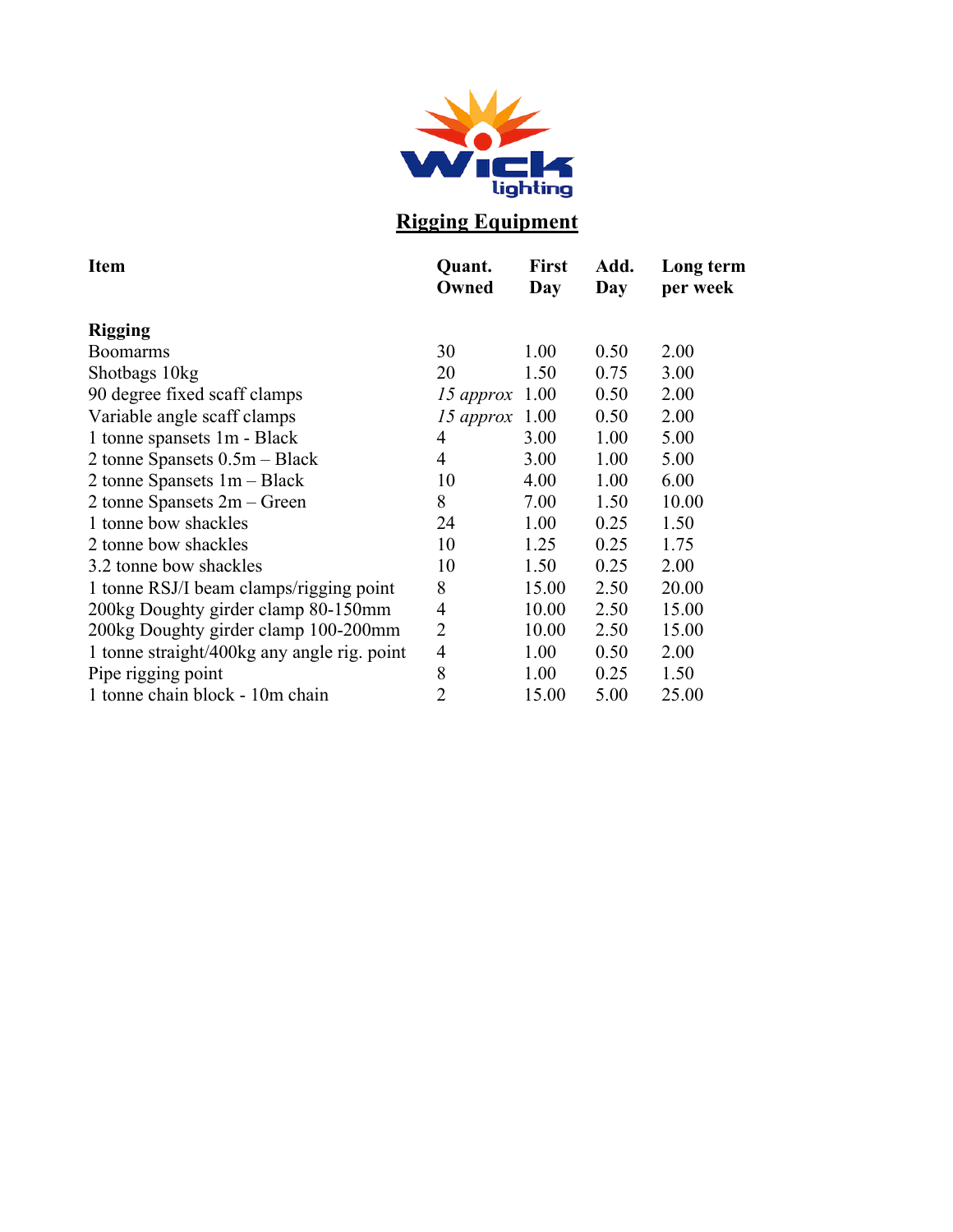Wick lighting

# Rigging Equipment

| Item | Quant. Owned | First Day | Add. Day | Long term per week |
|---|---|---|---|---|
| **Rigging** | | | | |
| Boomarms | 30 | 1.00 | 0.50 | 2.00 |
| Shotbags 10kg | 20 | 1.50 | 0.75 | 3.00 |
| 90 degree fixed scaff clamps | *15 approx* | 1.00 | 0.50 | 2.00 |
| Variable angle scaff clamps | *15 approx* | 1.00 | 0.50 | 2.00 |
| 1 tonne spansets 1m - Black | 4 | 3.00 | 1.00 | 5.00 |
| 2 tonne Spansets 0.5m – Black | 4 | 3.00 | 1.00 | 5.00 |
| 2 tonne Spansets 1m – Black | 10 | 4.00 | 1.00 | 6.00 |
| 2 tonne Spansets 2m – Green | 8 | 7.00 | 1.50 | 10.00 |
| 1 tonne bow shackles | 24 | 1.00 | 0.25 | 1.50 |
| 2 tonne bow shackles | 10 | 1.25 | 0.25 | 1.75 |
| 3.2 tonne bow shackles | 10 | 1.50 | 0.25 | 2.00 |
| 1 tonne RSJ/I beam clamps/rigging point | 8 | 15.00 | 2.50 | 20.00 |
| 200kg Doughty girder clamp 80-150mm | 4 | 10.00 | 2.50 | 15.00 |
| 200kg Doughty girder clamp 100-200mm | 2 | 10.00 | 2.50 | 15.00 |
| 1 tonne straight/400kg any angle rig. point | 4 | 1.00 | 0.50 | 2.00 |
| Pipe rigging point | 8 | 1.00 | 0.25 | 1.50 |
| 1 tonne chain block - 10m chain | 2 | 15.00 | 5.00 | 25.00 |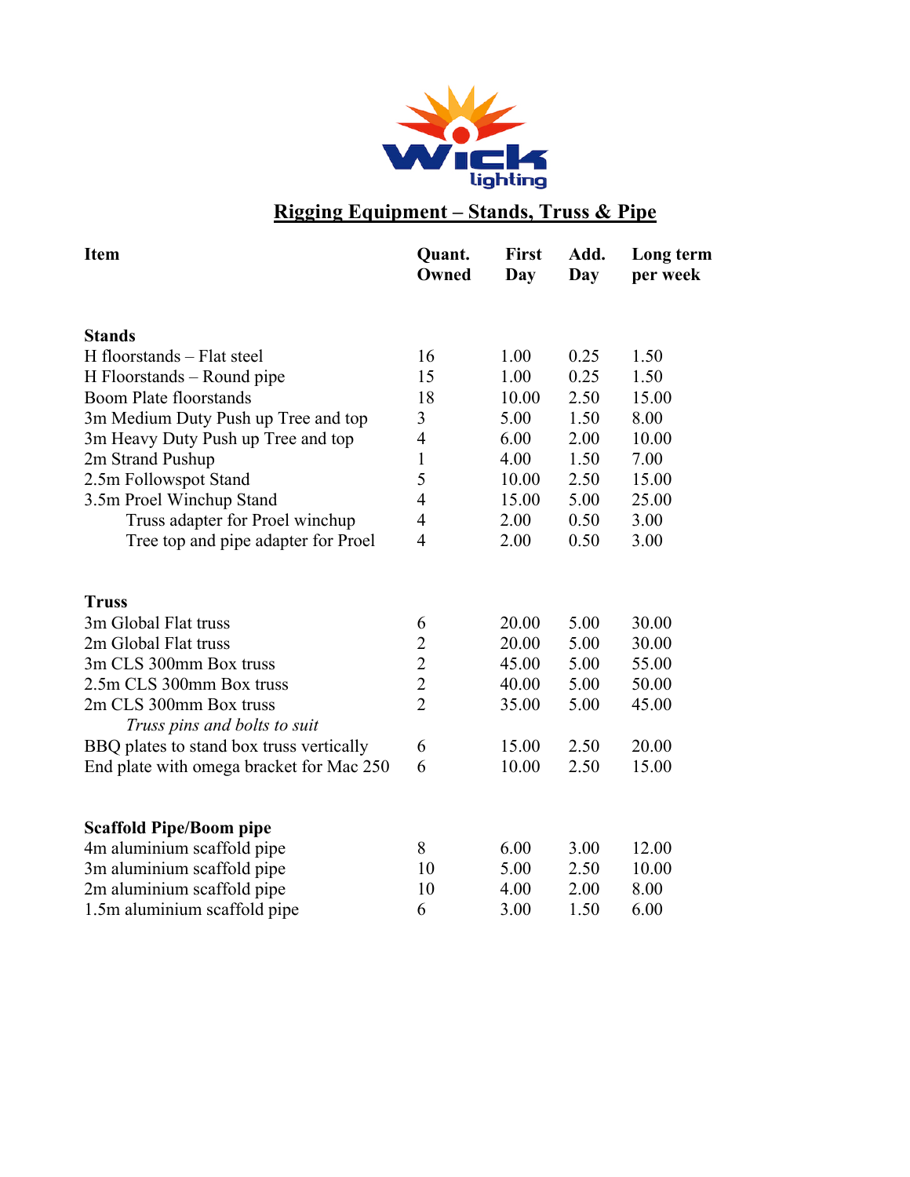# Rigging Equipment – Stands, Truss & Pipe

| Item | Quant. Owned | First Day | Add. Day | Long term per week |
|---|---|---|---|---|
| **Stands** | | | | |
| H floorstands – Flat steel | 16 | 1.00 | 0.25 | 1.50 |
| H Floorstands – Round pipe | 15 | 1.00 | 0.25 | 1.50 |
| Boom Plate floorstands | 18 | 10.00 | 2.50 | 15.00 |
| 3m Medium Duty Push up Tree and top | 3 | 5.00 | 1.50 | 8.00 |
| 3m Heavy Duty Push up Tree and top | 4 | 6.00 | 2.00 | 10.00 |
| 2m Strand Pushup | 1 | 4.00 | 1.50 | 7.00 |
| 2.5m Followspot Stand | 5 | 10.00 | 2.50 | 15.00 |
| 3.5m Proel Winchup Stand | 4 | 15.00 | 5.00 | 25.00 |
| Truss adapter for Proel winchup | 4 | 2.00 | 0.50 | 3.00 |
| Tree top and pipe adapter for Proel | 4 | 2.00 | 0.50 | 3.00 |
| **Truss** | | | | |
| 3m Global Flat truss | 6 | 20.00 | 5.00 | 30.00 |
| 2m Global Flat truss | 2 | 20.00 | 5.00 | 30.00 |
| 3m CLS 300mm Box truss | 2 | 45.00 | 5.00 | 55.00 |
| 2.5m CLS 300mm Box truss | 2 | 40.00 | 5.00 | 50.00 |
| 2m CLS 300mm Box truss | 2 | 35.00 | 5.00 | 45.00 |
| *Truss pins and bolts to suit* | | | | |
| BBQ plates to stand box truss vertically | 6 | 15.00 | 2.50 | 20.00 |
| End plate with omega bracket for Mac 250 | 6 | 10.00 | 2.50 | 15.00 |
| **Scaffold Pipe/Boom pipe** | | | | |
| 4m aluminium scaffold pipe | 8 | 6.00 | 3.00 | 12.00 |
| 3m aluminium scaffold pipe | 10 | 5.00 | 2.50 | 10.00 |
| 2m aluminium scaffold pipe | 10 | 4.00 | 2.00 | 8.00 |
| 1.5m aluminium scaffold pipe | 6 | 3.00 | 1.50 | 6.00 |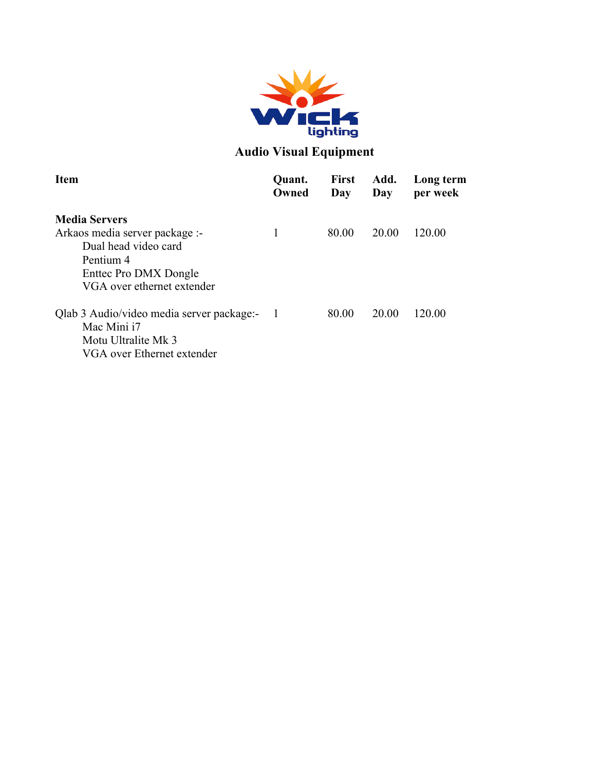# Audio Visual Equipment

| Item | Quant. Owned | First Day | Add. Day | Long term per week |
|---|---|---|---|---|
| **Media Servers** | | | | |
| Arkaos media server package :-<br>Dual head video card<br>Pentium 4<br>Enttec Pro DMX Dongle<br>VGA over ethernet extender | 1 | 80.00 | 20.00 | 120.00 |
| Qlab 3 Audio/video media server package:-<br>Mac Mini i7<br>Motu Ultralite Mk 3<br>VGA over Ethernet extender | 1 | 80.00 | 20.00 | 120.00 |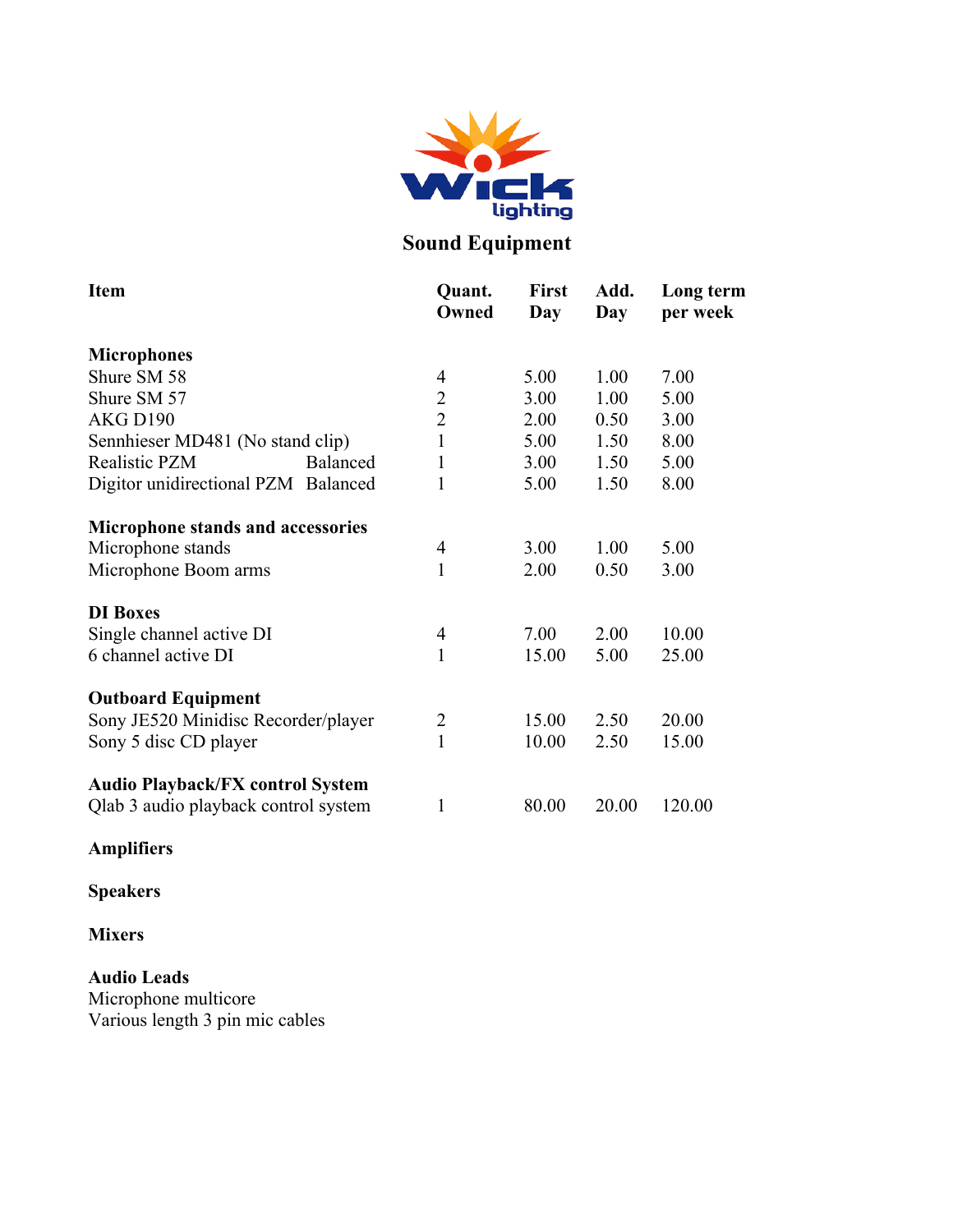Wick lighting

# Sound Equipment

| Item | Quant. Owned | First Day | Add. Day | Long term per week |
|---|---|---|---|---|
| **Microphones** | | | | |
| Shure SM 58 | 4 | 5.00 | 1.00 | 7.00 |
| Shure SM 57 | 2 | 3.00 | 1.00 | 5.00 |
| AKG D190 | 2 | 2.00 | 0.50 | 3.00 |
| Sennhieser MD481 (No stand clip) | 1 | 5.00 | 1.50 | 8.00 |
| Realistic PZM Balanced | 1 | 3.00 | 1.50 | 5.00 |
| Digitor unidirectional PZM Balanced | 1 | 5.00 | 1.50 | 8.00 |
| **Microphone stands and accessories** | | | | |
| Microphone stands | 4 | 3.00 | 1.00 | 5.00 |
| Microphone Boom arms | 1 | 2.00 | 0.50 | 3.00 |
| **DI Boxes** | | | | |
| Single channel active DI | 4 | 7.00 | 2.00 | 10.00 |
| 6 channel active DI | 1 | 15.00 | 5.00 | 25.00 |
| **Outboard Equipment** | | | | |
| Sony JE520 Minidisc Recorder/player | 2 | 15.00 | 2.50 | 20.00 |
| Sony 5 disc CD player | 1 | 10.00 | 2.50 | 15.00 |
| **Audio Playback/FX control System** | | | | |
| Qlab 3 audio playback control system | 1 | 80.00 | 20.00 | 120.00 |
| **Amplifiers** | | | | |
| **Speakers** | | | | |
| **Mixers** | | | | |
| **Audio Leads** | | | | |
| Microphone multicore | | | | |
| Various length 3 pin mic cables | | | | |